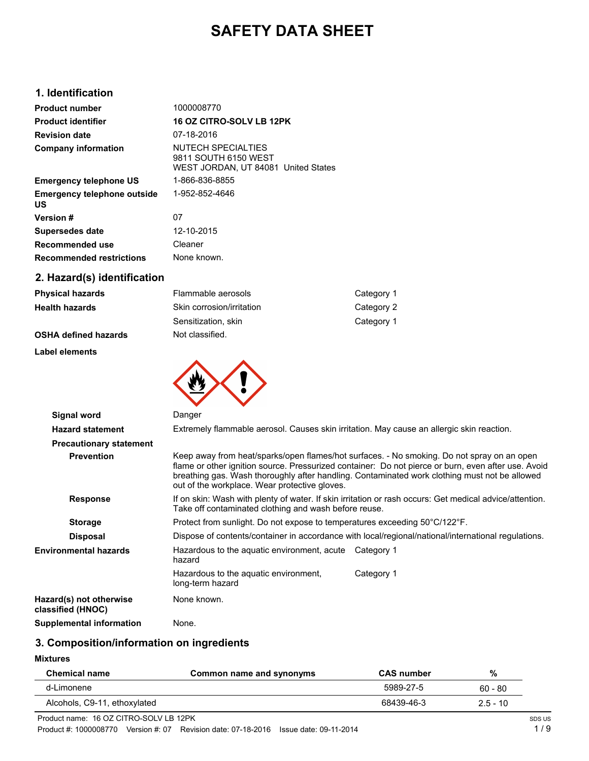# SAFETY DATA SHEET

## 1. Identification

| | |
|---|---|
| **Product number** | 1000008770 |
| **Product identifier** | **16 OZ CITRO-SOLV LB 12PK** |
| **Revision date** | 07-18-2016 |
| **Company information** | NUTECH SPECIALTIES<br>9811 SOUTH 6150 WEST<br>WEST JORDAN, UT 84081 United States |
| **Emergency telephone US** | 1-866-836-8855 |
| **Emergency telephone outside US** | 1-952-852-4646 |
| **Version #** | 07 |
| **Supersedes date** | 12-10-2015 |
| **Recommended use** | Cleaner |
| **Recommended restrictions** | None known. |

## 2. Hazard(s) identification

| | | |
|---|---|---|
| **Physical hazards** | Flammable aerosols | Category 1 |
| **Health hazards** | Skin corrosion/irritation | Category 2 |
| | Sensitization, skin | Category 1 |
| **OSHA defined hazards** | Not classified. | |

**Label elements**

**Signal word** Danger

**Hazard statement** Extremely flammable aerosol. Causes skin irritation. May cause an allergic skin reaction.

**Precautionary statement**

**Prevention** Keep away from heat/sparks/open flames/hot surfaces. - No smoking. Do not spray on an open flame or other ignition source. Pressurized container: Do not pierce or burn, even after use. Avoid breathing gas. Wash thoroughly after handling. Contaminated work clothing must not be allowed out of the workplace. Wear protective gloves.

**Response** If on skin: Wash with plenty of water. If skin irritation or rash occurs: Get medical advice/attention. Take off contaminated clothing and wash before reuse.

**Storage** Protect from sunlight. Do not expose to temperatures exceeding 50°C/122°F.

**Disposal** Dispose of contents/container in accordance with local/regional/national/international regulations.

| | | |
|---|---|---|
| **Environmental hazards** | Hazardous to the aquatic environment, acute hazard | Category 1 |
| | Hazardous to the aquatic environment, long-term hazard | Category 1 |
| **Hazard(s) not otherwise classified (HNOC)** | None known. | |
| **Supplemental information** | None. | |

## 3. Composition/information on ingredients

**Mixtures**

| Chemical name | Common name and synonyms | CAS number | % |
|---|---|---|---|
| d-Limonene | | 5989-27-5 | 60 - 80 |
| Alcohols, C9-11, ethoxylated | | 68439-46-3 | 2.5 - 10 |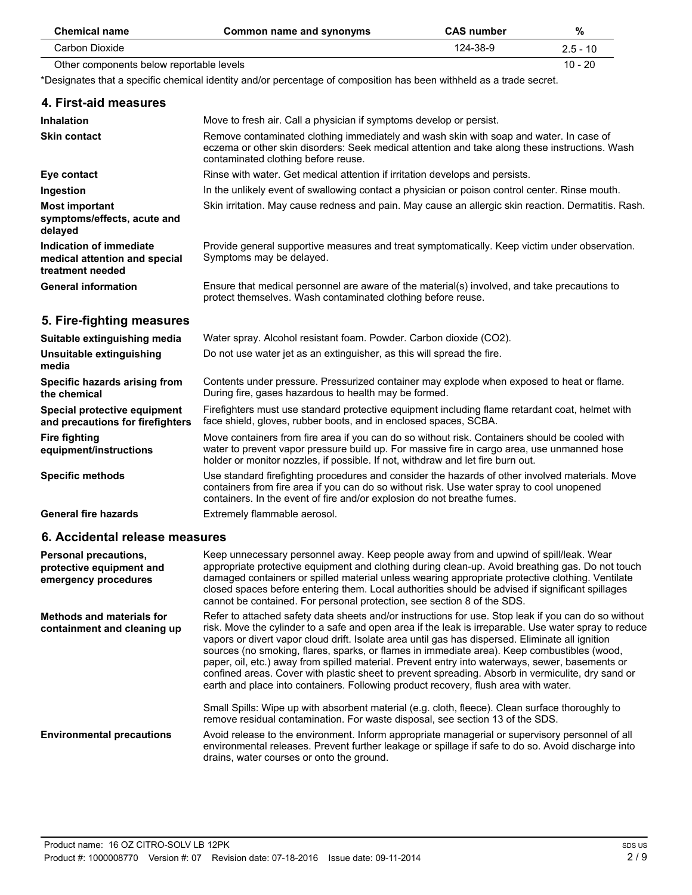| Chemical name | Common name and synonyms | CAS number | % |
| --- | --- | --- | --- |
| Carbon Dioxide | | 124-38-9 | 2.5 - 10 |
| Other components below reportable levels | | | 10 - 20 |

*Designates that a specific chemical identity and/or percentage of composition has been withheld as a trade secret.

## 4. First-aid measures

**Inhalation**
Move to fresh air. Call a physician if symptoms develop or persist.

**Skin contact**
Remove contaminated clothing immediately and wash skin with soap and water. In case of eczema or other skin disorders: Seek medical attention and take along these instructions. Wash contaminated clothing before reuse.

**Eye contact**
Rinse with water. Get medical attention if irritation develops and persists.

**Ingestion**
In the unlikely event of swallowing contact a physician or poison control center. Rinse mouth.

**Most important symptoms/effects, acute and delayed**
Skin irritation. May cause redness and pain. May cause an allergic skin reaction. Dermatitis. Rash.

**Indication of immediate medical attention and special treatment needed**
Provide general supportive measures and treat symptomatically. Keep victim under observation. Symptoms may be delayed.

**General information**
Ensure that medical personnel are aware of the material(s) involved, and take precautions to protect themselves. Wash contaminated clothing before reuse.

## 5. Fire-fighting measures

**Suitable extinguishing media**
Water spray. Alcohol resistant foam. Powder. Carbon dioxide ($CO_2$).

**Unsuitable extinguishing media**
Do not use water jet as an extinguisher, as this will spread the fire.

**Specific hazards arising from the chemical**
Contents under pressure. Pressurized container may explode when exposed to heat or flame. During fire, gases hazardous to health may be formed.

**Special protective equipment and precautions for firefighters**
Firefighters must use standard protective equipment including flame retardant coat, helmet with face shield, gloves, rubber boots, and in enclosed spaces, SCBA.

**Fire fighting equipment/instructions**
Move containers from fire area if you can do so without risk. Containers should be cooled with water to prevent vapor pressure build up. For massive fire in cargo area, use unmanned hose holder or monitor nozzles, if possible. If not, withdraw and let fire burn out.

**Specific methods**
Use standard firefighting procedures and consider the hazards of other involved materials. Move containers from fire area if you can do so without risk. Use water spray to cool unopened containers. In the event of fire and/or explosion do not breathe fumes.

**General fire hazards**
Extremely flammable aerosol.

## 6. Accidental release measures

**Personal precautions, protective equipment and emergency procedures**
Keep unnecessary personnel away. Keep people away from and upwind of spill/leak. Wear appropriate protective equipment and clothing during clean-up. Avoid breathing gas. Do not touch damaged containers or spilled material unless wearing appropriate protective clothing. Ventilate closed spaces before entering them. Local authorities should be advised if significant spillages cannot be contained. For personal protection, see section 8 of the SDS.

**Methods and materials for containment and cleaning up**
Refer to attached safety data sheets and/or instructions for use. Stop leak if you can do so without risk. Move the cylinder to a safe and open area if the leak is irreparable. Use water spray to reduce vapors or divert vapor cloud drift. Isolate area until gas has dispersed. Eliminate all ignition sources (no smoking, flares, sparks, or flames in immediate area). Keep combustibles (wood, paper, oil, etc.) away from spilled material. Prevent entry into waterways, sewer, basements or confined areas. Cover with plastic sheet to prevent spreading. Absorb in vermiculite, dry sand or earth and place into containers. Following product recovery, flush area with water.

Small Spills: Wipe up with absorbent material (e.g. cloth, fleece). Clean surface thoroughly to remove residual contamination. For waste disposal, see section 13 of the SDS.

**Environmental precautions**
Avoid release to the environment. Inform appropriate managerial or supervisory personnel of all environmental releases. Prevent further leakage or spillage if safe to do so. Avoid discharge into drains, water courses or onto the ground.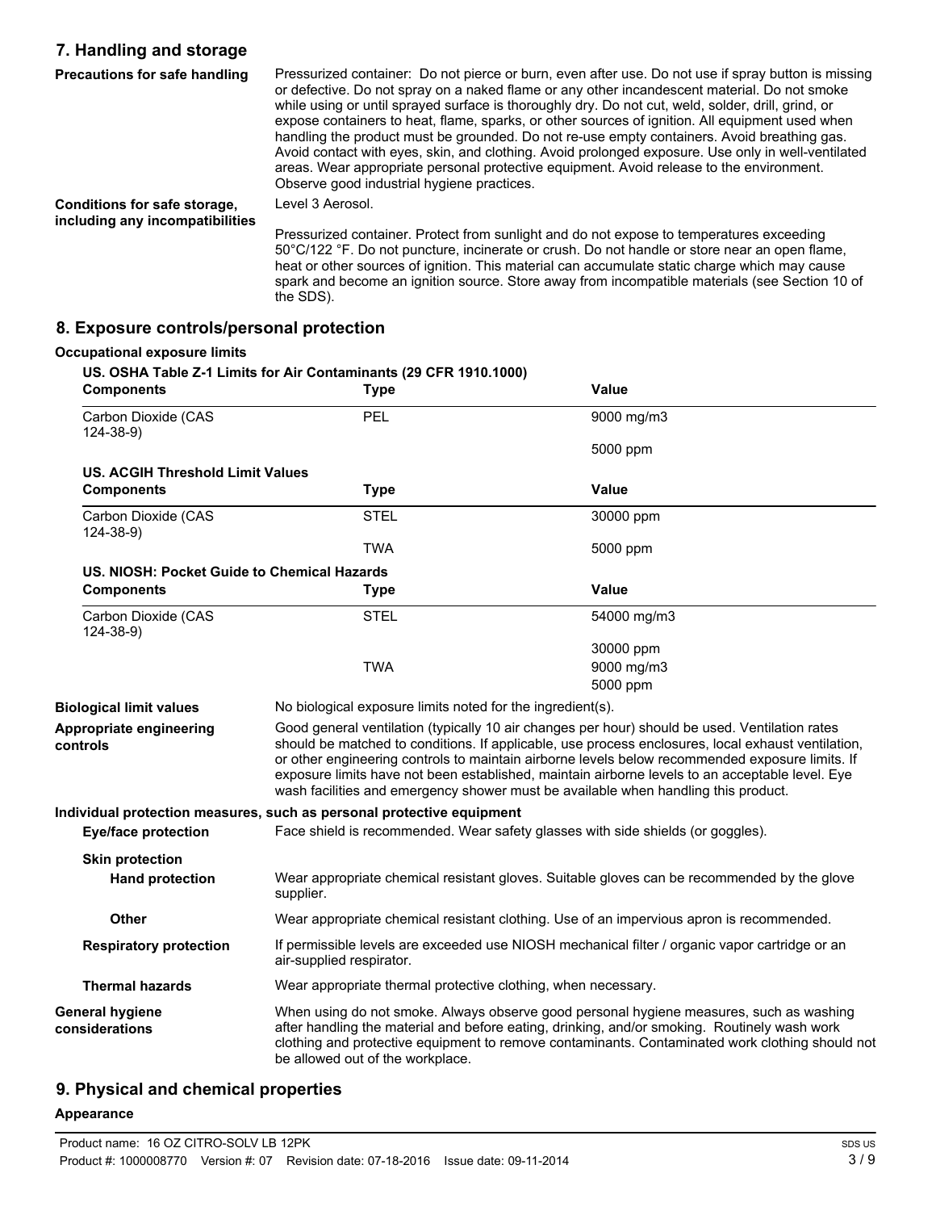## 7. Handling and storage

**Precautions for safe handling**

Pressurized container: Do not pierce or burn, even after use. Do not use if spray button is missing or defective. Do not spray on a naked flame or any other incandescent material. Do not smoke while using or until sprayed surface is thoroughly dry. Do not cut, weld, solder, drill, grind, or expose containers to heat, flame, sparks, or other sources of ignition. All equipment used when handling the product must be grounded. Do not re-use empty containers. Avoid breathing gas. Avoid contact with eyes, skin, and clothing. Avoid prolonged exposure. Use only in well-ventilated areas. Wear appropriate personal protective equipment. Avoid release to the environment. Observe good industrial hygiene practices.

**Conditions for safe storage, including any incompatibilities**

Level 3 Aerosol.

Pressurized container. Protect from sunlight and do not expose to temperatures exceeding 50°C/122 °F. Do not puncture, incinerate or crush. Do not handle or store near an open flame, heat or other sources of ignition. This material can accumulate static charge which may cause spark and become an ignition source. Store away from incompatible materials (see Section 10 of the SDS).

## 8. Exposure controls/personal protection

**Occupational exposure limits**

**US. OSHA Table Z-1 Limits for Air Contaminants (29 CFR 1910.1000)**

| Components | Type | Value |
|---|---|---|
| Carbon Dioxide (CAS 124-38-9) | PEL | 9000 mg/m3 |
| | | 5000 ppm |

**US. ACGIH Threshold Limit Values**

| Components | Type | Value |
|---|---|---|
| Carbon Dioxide (CAS 124-38-9) | STEL | 30000 ppm |
| | TWA | 5000 ppm |

**US. NIOSH: Pocket Guide to Chemical Hazards**

| Components | Type | Value |
|---|---|---|
| Carbon Dioxide (CAS 124-38-9) | STEL | 54000 mg/m3 |
| | | 30000 ppm |
| | TWA | 9000 mg/m3 |
| | | 5000 ppm |

**Biological limit values**

No biological exposure limits noted for the ingredient(s).

**Appropriate engineering controls**

Good general ventilation (typically 10 air changes per hour) should be used. Ventilation rates should be matched to conditions. If applicable, use process enclosures, local exhaust ventilation, or other engineering controls to maintain airborne levels below recommended exposure limits. If exposure limits have not been established, maintain airborne levels to an acceptable level. Eye wash facilities and emergency shower must be available when handling this product.

**Individual protection measures, such as personal protective equipment**

**Eye/face protection**

Face shield is recommended. Wear safety glasses with side shields (or goggles).

**Skin protection**

**Hand protection**

Wear appropriate chemical resistant gloves. Suitable gloves can be recommended by the glove supplier.

**Other**

Wear appropriate chemical resistant clothing. Use of an impervious apron is recommended.

**Respiratory protection**

If permissible levels are exceeded use NIOSH mechanical filter / organic vapor cartridge or an air-supplied respirator.

**Thermal hazards**

Wear appropriate thermal protective clothing, when necessary.

**General hygiene considerations**

When using do not smoke. Always observe good personal hygiene measures, such as washing after handling the material and before eating, drinking, and/or smoking. Routinely wash work clothing and protective equipment to remove contaminants. Contaminated work clothing should not be allowed out of the workplace.

## 9. Physical and chemical properties

**Appearance**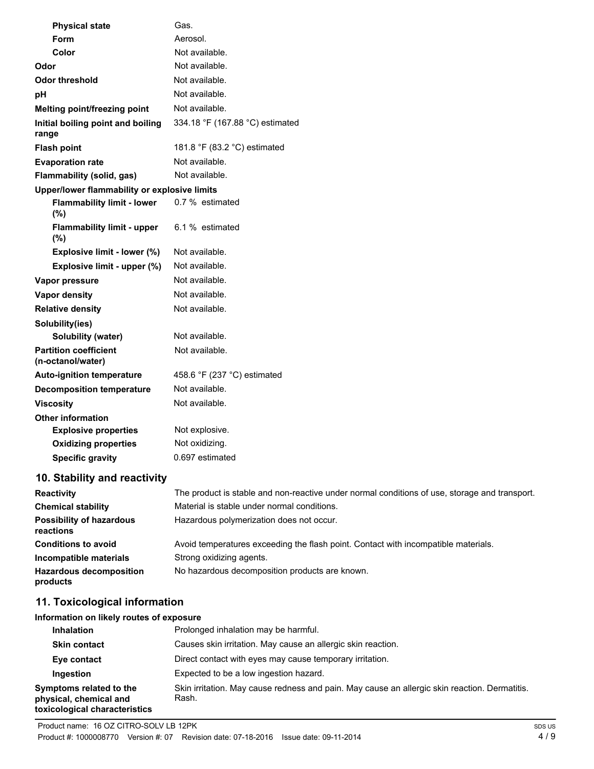| | |
|---|---|
| **Physical state** | Gas. |
| **Form** | Aerosol. |
| **Color** | Not available. |
| **Odor** | Not available. |
| **Odor threshold** | Not available. |
| **pH** | Not available. |
| **Melting point/freezing point** | Not available. |
| **Initial boiling point and boiling range** | 334.18 °F (167.88 °C) estimated |
| **Flash point** | 181.8 °F (83.2 °C) estimated |
| **Evaporation rate** | Not available. |
| **Flammability (solid, gas)** | Not available. |
| **Upper/lower flammability or explosive limits** | |
| **Flammability limit - lower (%)** | 0.7 % estimated |
| **Flammability limit - upper (%)** | 6.1 % estimated |
| **Explosive limit - lower (%)** | Not available. |
| **Explosive limit - upper (%)** | Not available. |
| **Vapor pressure** | Not available. |
| **Vapor density** | Not available. |
| **Relative density** | Not available. |
| **Solubility(ies)** | |
| **Solubility (water)** | Not available. |
| **Partition coefficient (n-octanol/water)** | Not available. |
| **Auto-ignition temperature** | 458.6 °F (237 °C) estimated |
| **Decomposition temperature** | Not available. |
| **Viscosity** | Not available. |
| **Other information** | |
| **Explosive properties** | Not explosive. |
| **Oxidizing properties** | Not oxidizing. |
| **Specific gravity** | 0.697 estimated |

## 10. Stability and reactivity

| | |
|---|---|
| **Reactivity** | The product is stable and non-reactive under normal conditions of use, storage and transport. |
| **Chemical stability** | Material is stable under normal conditions. |
| **Possibility of hazardous reactions** | Hazardous polymerization does not occur. |
| **Conditions to avoid** | Avoid temperatures exceeding the flash point. Contact with incompatible materials. |
| **Incompatible materials** | Strong oxidizing agents. |
| **Hazardous decomposition products** | No hazardous decomposition products are known. |

## 11. Toxicological information

**Information on likely routes of exposure**

| | |
|---|---|
| **Inhalation** | Prolonged inhalation may be harmful. |
| **Skin contact** | Causes skin irritation. May cause an allergic skin reaction. |
| **Eye contact** | Direct contact with eyes may cause temporary irritation. |
| **Ingestion** | Expected to be a low ingestion hazard. |
| **Symptoms related to the physical, chemical and toxicological characteristics** | Skin irritation. May cause redness and pain. May cause an allergic skin reaction. Dermatitis. Rash. |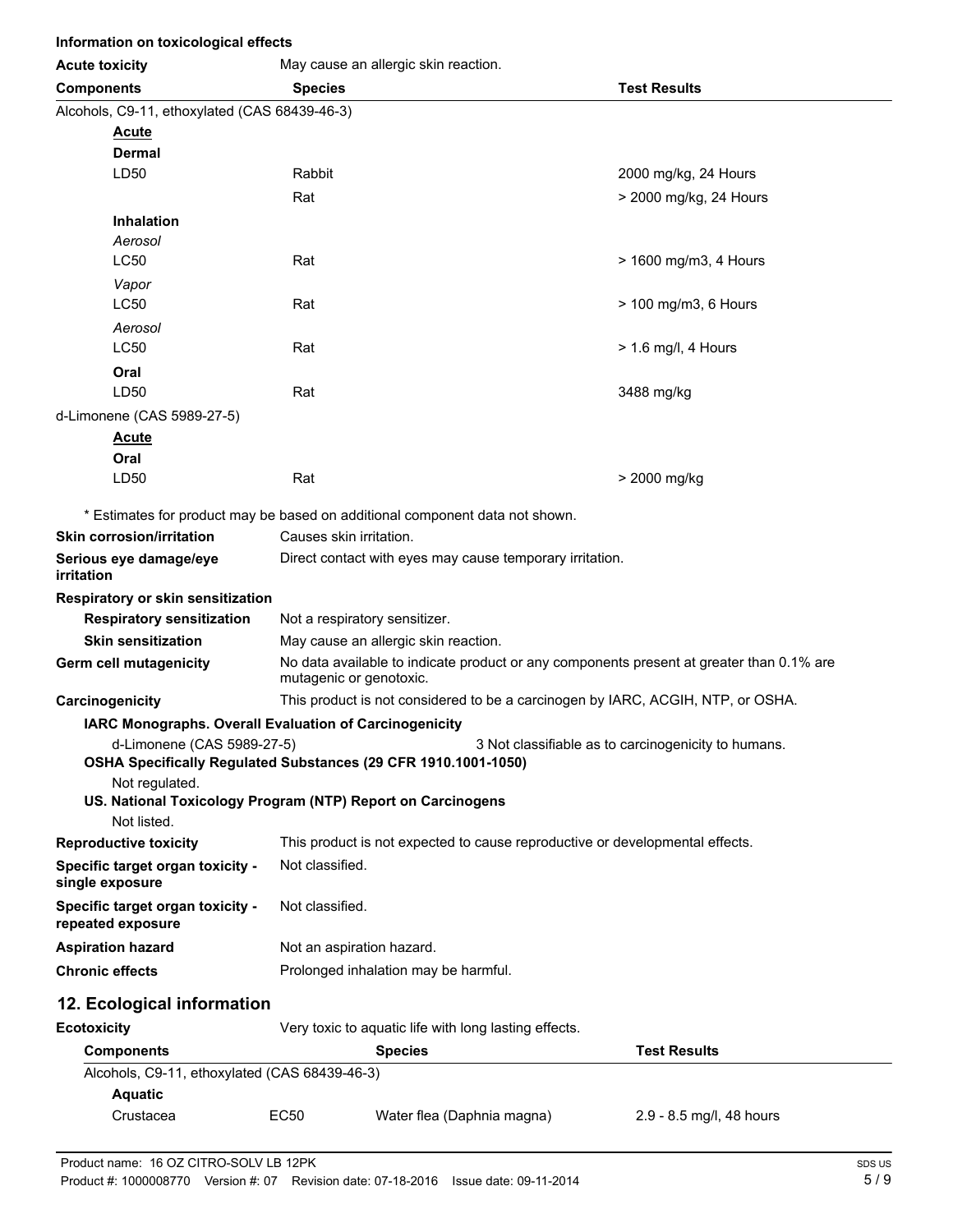**Information on toxicological effects**

**Acute toxicity** May cause an allergic skin reaction.

| Components | Species | Test Results |
|---|---|---|
| Alcohols, C9-11, ethoxylated (CAS 68439-46-3) | | |
| **Acute** | | |
| **Dermal** | | |
| LD50 | Rabbit | 2000 mg/kg, 24 Hours |
| | Rat | > 2000 mg/kg, 24 Hours |
| **Inhalation** | | |
| *Aerosol* | | |
| LC50 | Rat | > 1600 mg/m3, 4 Hours |
| *Vapor* | | |
| LC50 | Rat | > 100 mg/m3, 6 Hours |
| *Aerosol* | | |
| LC50 | Rat | > 1.6 mg/l, 4 Hours |
| **Oral** | | |
| LD50 | Rat | 3488 mg/kg |
| d-Limonene (CAS 5989-27-5) | | |
| **Acute** | | |
| **Oral** | | |
| LD50 | Rat | > 2000 mg/kg |

\* Estimates for product may be based on additional component data not shown.

**Skin corrosion/irritation** Causes skin irritation.

**Serious eye damage/eye irritation** Direct contact with eyes may cause temporary irritation.

**Respiratory or skin sensitization**

**Respiratory sensitization** Not a respiratory sensitizer.

**Skin sensitization** May cause an allergic skin reaction.

**Germ cell mutagenicity** No data available to indicate product or any components present at greater than 0.1% are mutagenic or genotoxic.

**Carcinogenicity** This product is not considered to be a carcinogen by IARC, ACGIH, NTP, or OSHA.

**IARC Monographs. Overall Evaluation of Carcinogenicity**

d-Limonene (CAS 5989-27-5) 3 Not classifiable as to carcinogenicity to humans.

**OSHA Specifically Regulated Substances (29 CFR 1910.1001-1050)**

Not regulated.

**US. National Toxicology Program (NTP) Report on Carcinogens**

Not listed.

**Reproductive toxicity** This product is not expected to cause reproductive or developmental effects.

**Specific target organ toxicity - single exposure** Not classified.

**Specific target organ toxicity - repeated exposure** Not classified.

**Aspiration hazard** Not an aspiration hazard.

**Chronic effects** Prolonged inhalation may be harmful.

## 12. Ecological information

**Ecotoxicity** Very toxic to aquatic life with long lasting effects.

| Components | | Species | Test Results |
|---|---|---|---|
| Alcohols, C9-11, ethoxylated (CAS 68439-46-3) | | | |
| **Aquatic** | | | |
| Crustacea | EC50 | Water flea (Daphnia magna) | 2.9 - 8.5 mg/l, 48 hours |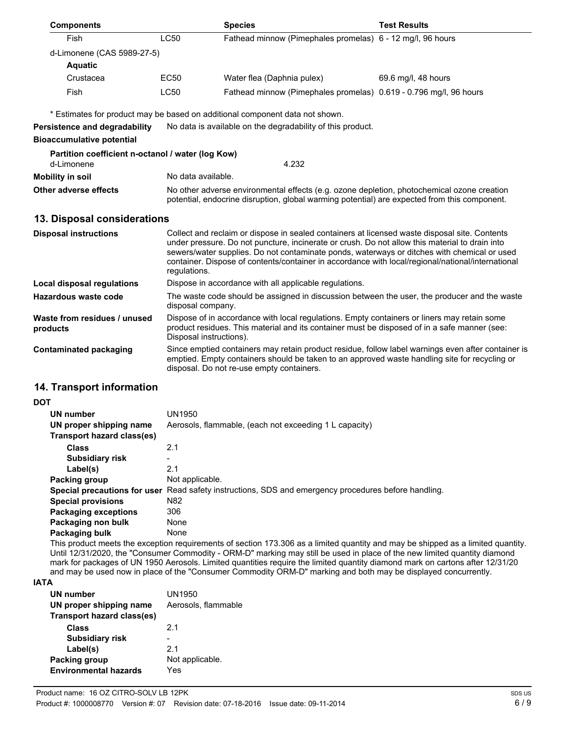| Components | | Species | Test Results |
|---|---|---|---|
| Fish | LC50 | Fathead minnow (Pimephales promelas) | 6 - 12 mg/l, 96 hours |
| d-Limonene (CAS 5989-27-5) | | | |
| **Aquatic** | | | |
| Crustacea | EC50 | Water flea (Daphnia pulex) | 69.6 mg/l, 48 hours |
| Fish | LC50 | Fathead minnow (Pimephales promelas) | 0.619 - 0.796 mg/l, 96 hours |

\* Estimates for product may be based on additional component data not shown.

**Persistence and degradability** No data is available on the degradability of this product.

**Bioaccumulative potential**

**Partition coefficient n-octanol / water (log Kow)**

d-Limonene 4.232

**Mobility in soil** No data available.

**Other adverse effects** No other adverse environmental effects (e.g. ozone depletion, photochemical ozone creation potential, endocrine disruption, global warming potential) are expected from this component.

## 13. Disposal considerations

**Disposal instructions** Collect and reclaim or dispose in sealed containers at licensed waste disposal site. Contents under pressure. Do not puncture, incinerate or crush. Do not allow this material to drain into sewers/water supplies. Do not contaminate ponds, waterways or ditches with chemical or used container. Dispose of contents/container in accordance with local/regional/national/international regulations.

**Local disposal regulations** Dispose in accordance with all applicable regulations.

**Hazardous waste code** The waste code should be assigned in discussion between the user, the producer and the waste disposal company.

**Waste from residues / unused products** Dispose of in accordance with local regulations. Empty containers or liners may retain some product residues. This material and its container must be disposed of in a safe manner (see: Disposal instructions).

**Contaminated packaging** Since emptied containers may retain product residue, follow label warnings even after container is emptied. Empty containers should be taken to an approved waste handling site for recycling or disposal. Do not re-use empty containers.

## 14. Transport information

**DOT**

**UN number** UN1950

**UN proper shipping name** Aerosols, flammable, (each not exceeding 1 L capacity)

**Transport hazard class(es)**

**Class** 2.1

**Subsidiary risk** -

**Label(s)** 2.1

**Packing group** Not applicable.

**Special precautions for user** Read safety instructions, SDS and emergency procedures before handling.

**Special provisions** N82

**Packaging exceptions** 306

**Packaging non bulk** None

**Packaging bulk** None

This product meets the exception requirements of section 173.306 as a limited quantity and may be shipped as a limited quantity. Until 12/31/2020, the "Consumer Commodity - ORM-D" marking may still be used in place of the new limited quantity diamond mark for packages of UN 1950 Aerosols. Limited quantities require the limited quantity diamond mark on cartons after 12/31/20 and may be used now in place of the "Consumer Commodity ORM-D" marking and both may be displayed concurrently.

**IATA**

**UN number** UN1950

**UN proper shipping name** Aerosols, flammable

**Transport hazard class(es)**

**Class** 2.1

**Subsidiary risk** -

**Label(s)** 2.1

**Packing group** Not applicable.

**Environmental hazards** Yes

Product name: 16 OZ CITRO-SOLV LB 12PK

Product #: 1000008770 Version #: 07 Revision date: 07-18-2016 Issue date: 09-11-2014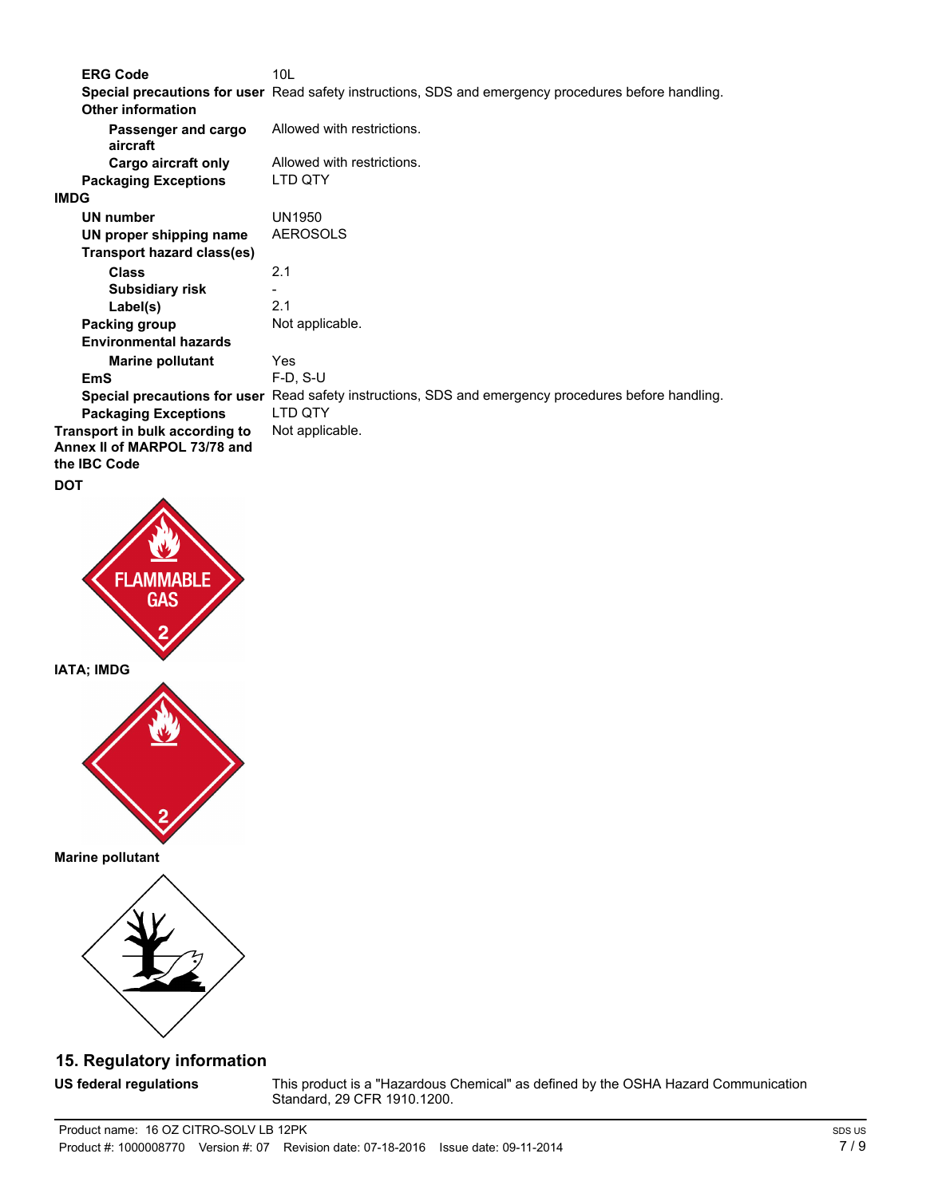| | |
|---|---|
| **ERG Code** | 10L |
| **Special precautions for user** | Read safety instructions, SDS and emergency procedures before handling. |
| **Other information** | |
| **Passenger and cargo aircraft** | Allowed with restrictions. |
| **Cargo aircraft only** | Allowed with restrictions. |
| **Packaging Exceptions** | LTD QTY |

**IMDG**

| | |
|---|---|
| **UN number** | UN1950 |
| **UN proper shipping name** | AEROSOLS |
| **Transport hazard class(es)** | |
| **Class** | 2.1 |
| **Subsidiary risk** | - |
| **Label(s)** | 2.1 |
| **Packing group** | Not applicable. |
| **Environmental hazards** | |
| **Marine pollutant** | Yes |
| **EmS** | F-D, S-U |
| **Special precautions for user** | Read safety instructions, SDS and emergency procedures before handling. |
| **Packaging Exceptions** | LTD QTY |

| | |
|---|---|
| **Transport in bulk according to Annex II of MARPOL 73/78 and the IBC Code** | Not applicable. |

**DOT**

FLAMMABLE GAS 2

**IATA; IMDG**

**Marine pollutant**

## 15. Regulatory information

| | |
|---|---|
| **US federal regulations** | This product is a "Hazardous Chemical" as defined by the OSHA Hazard Communication Standard, 29 CFR 1910.1200. |

Product name: 16 OZ CITRO-SOLV LB 12PK
Product #: 1000008770 Version #: 07 Revision date: 07-18-2016 Issue date: 09-11-2014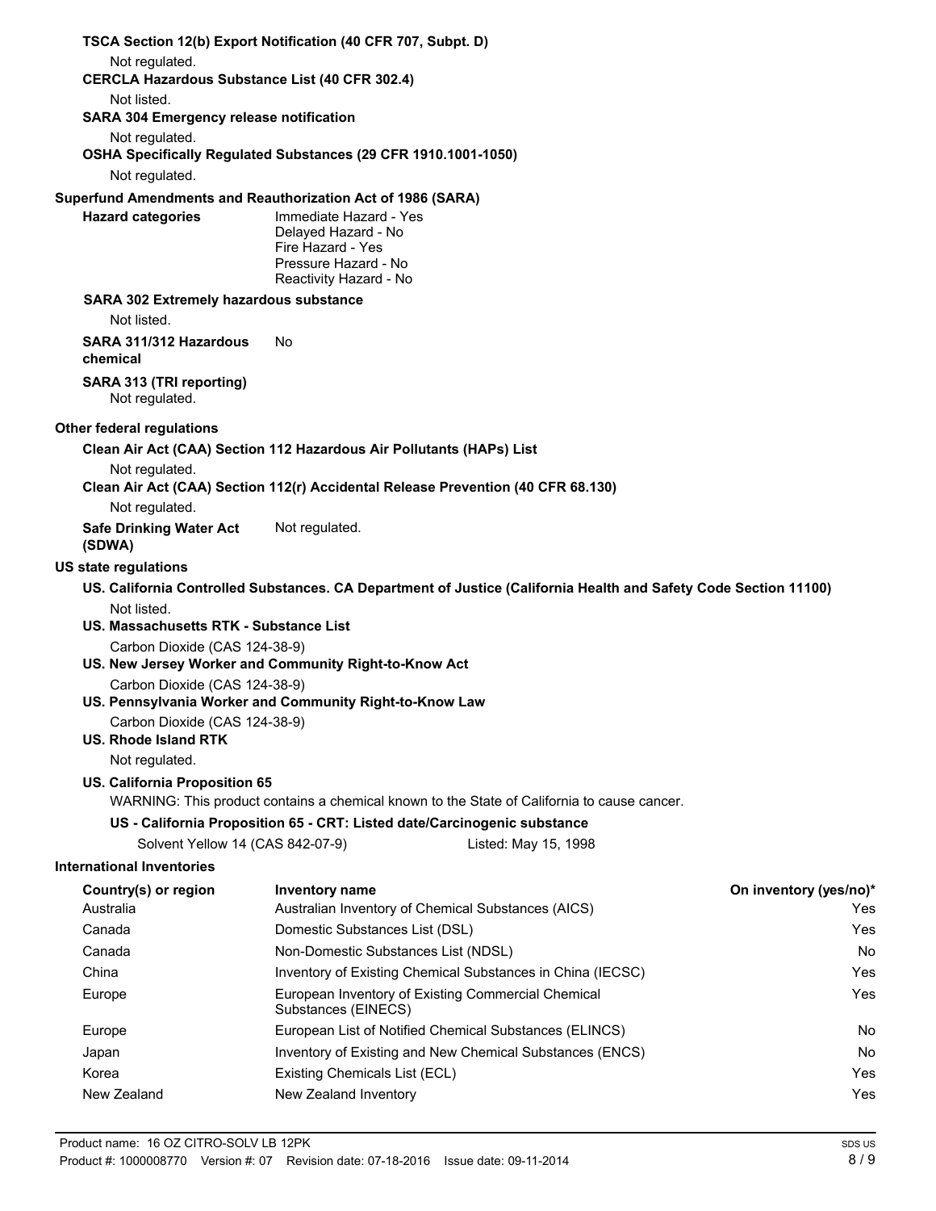**TSCA Section 12(b) Export Notification (40 CFR 707, Subpt. D)**

Not regulated.

**CERCLA Hazardous Substance List (40 CFR 302.4)**

Not listed.

**SARA 304 Emergency release notification**

Not regulated.

**OSHA Specifically Regulated Substances (29 CFR 1910.1001-1050)**

Not regulated.

**Superfund Amendments and Reauthorization Act of 1986 (SARA)**

**Hazard categories**
Immediate Hazard - Yes
Delayed Hazard - No
Fire Hazard - Yes
Pressure Hazard - No
Reactivity Hazard - No

**SARA 302 Extremely hazardous substance**

Not listed.

**SARA 311/312 Hazardous chemical** No

**SARA 313 (TRI reporting)**

Not regulated.

**Other federal regulations**

**Clean Air Act (CAA) Section 112 Hazardous Air Pollutants (HAPs) List**

Not regulated.

**Clean Air Act (CAA) Section 112(r) Accidental Release Prevention (40 CFR 68.130)**

Not regulated.

**Safe Drinking Water Act (SDWA)** Not regulated.

**US state regulations**

**US. California Controlled Substances. CA Department of Justice (California Health and Safety Code Section 11100)**

Not listed.

**US. Massachusetts RTK - Substance List**

Carbon Dioxide (CAS 124-38-9)

**US. New Jersey Worker and Community Right-to-Know Act**

Carbon Dioxide (CAS 124-38-9)

**US. Pennsylvania Worker and Community Right-to-Know Law**

Carbon Dioxide (CAS 124-38-9)

**US. Rhode Island RTK**

Not regulated.

**US. California Proposition 65**

WARNING: This product contains a chemical known to the State of California to cause cancer.

**US - California Proposition 65 - CRT: Listed date/Carcinogenic substance**

Solvent Yellow 14 (CAS 842-07-9) Listed: May 15, 1998

**International Inventories**

| Country(s) or region | Inventory name | On inventory (yes/no)* |
|---|---|---|
| Australia | Australian Inventory of Chemical Substances (AICS) | Yes |
| Canada | Domestic Substances List (DSL) | Yes |
| Canada | Non-Domestic Substances List (NDSL) | No |
| China | Inventory of Existing Chemical Substances in China (IECSC) | Yes |
| Europe | European Inventory of Existing Commercial Chemical Substances (EINECS) | Yes |
| Europe | European List of Notified Chemical Substances (ELINCS) | No |
| Japan | Inventory of Existing and New Chemical Substances (ENCS) | No |
| Korea | Existing Chemicals List (ECL) | Yes |
| New Zealand | New Zealand Inventory | Yes |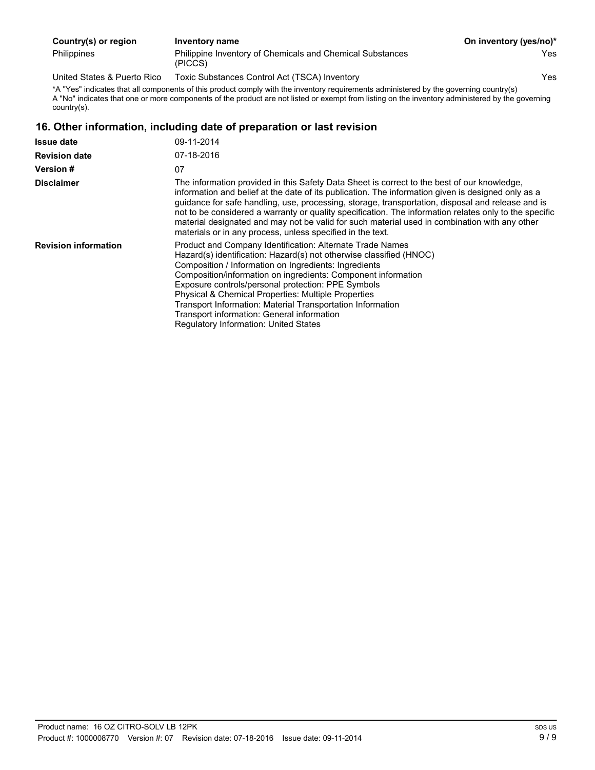| Country(s) or region | Inventory name | On inventory (yes/no)* |
| --- | --- | --- |
| Philippines | Philippine Inventory of Chemicals and Chemical Substances (PICCS) | Yes |
| United States & Puerto Rico | Toxic Substances Control Act (TSCA) Inventory | Yes |

*A "Yes" indicates that all components of this product comply with the inventory requirements administered by the governing country(s)
A "No" indicates that one or more components of the product are not listed or exempt from listing on the inventory administered by the governing country(s).

## 16. Other information, including date of preparation or last revision

**Issue date** 09-11-2014

**Revision date** 07-18-2016

**Version #** 07

**Disclaimer** The information provided in this Safety Data Sheet is correct to the best of our knowledge, information and belief at the date of its publication. The information given is designed only as a guidance for safe handling, use, processing, storage, transportation, disposal and release and is not to be considered a warranty or quality specification. The information relates only to the specific material designated and may not be valid for such material used in combination with any other materials or in any process, unless specified in the text.

**Revision information**

Product and Company Identification: Alternate Trade Names
Hazard(s) identification: Hazard(s) not otherwise classified (HNOC)
Composition / Information on Ingredients: Ingredients
Composition/information on ingredients: Component information
Exposure controls/personal protection: PPE Symbols
Physical & Chemical Properties: Multiple Properties
Transport Information: Material Transportation Information
Transport information: General information
Regulatory Information: United States